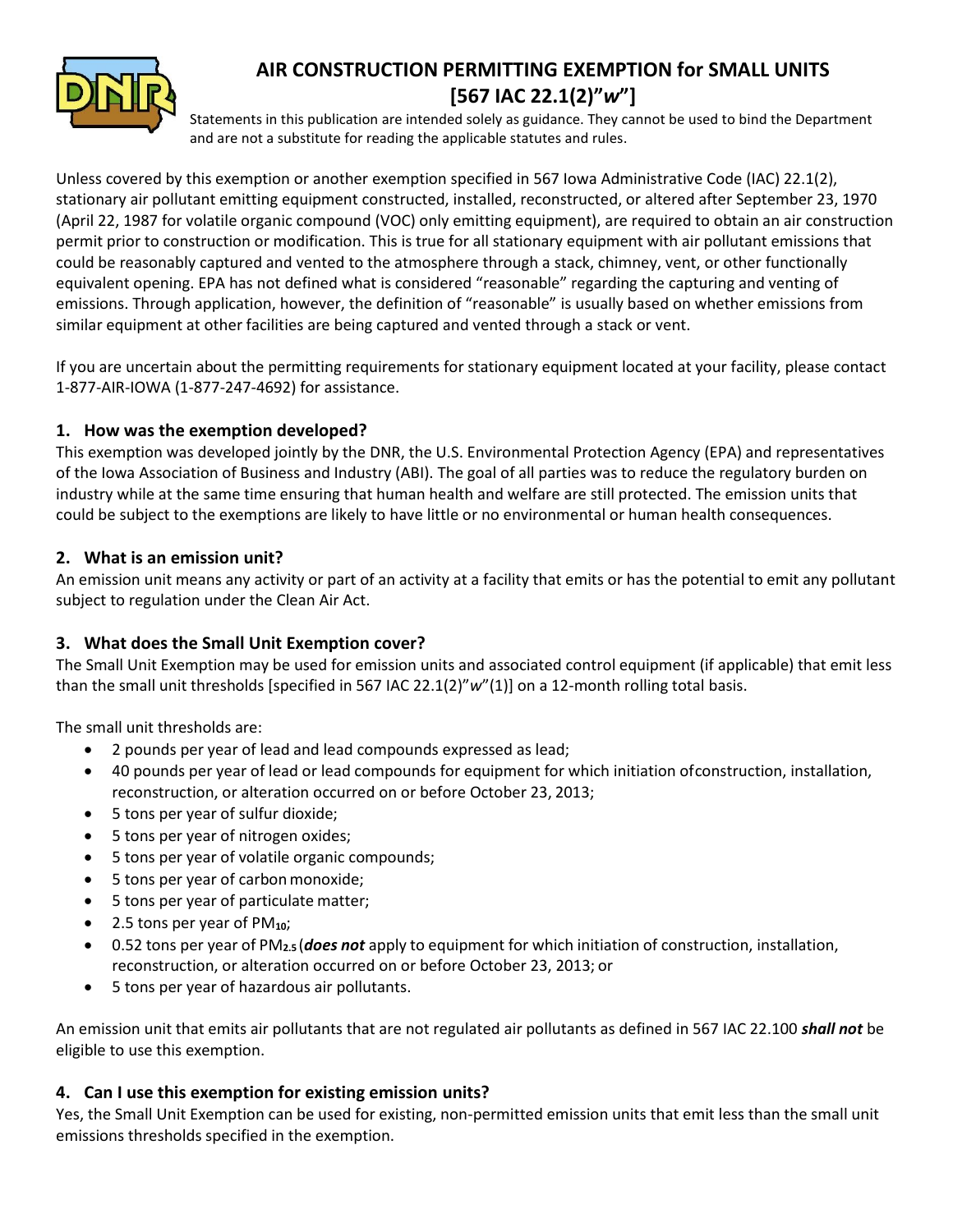# AIR CONSTRUCTION PERMITTING EXEMPTION for SMALL UNITS [567 IAC 22.1(2)"*w*"]

Statements in this publication are intended solely as guidance. They cannot be used to bind the Department and are not a substitute for reading the applicable statutes and rules.

Unless covered by this exemption or another exemption specified in 567 Iowa Administrative Code (IAC) 22.1(2), stationary air pollutant emitting equipment constructed, installed, reconstructed, or altered after September 23, 1970 (April 22, 1987 for volatile organic compound (VOC) only emitting equipment), are required to obtain an air construction permit prior to construction or modification. This is true for all stationary equipment with air pollutant emissions that could be reasonably captured and vented to the atmosphere through a stack, chimney, vent, or other functionally equivalent opening. EPA has not defined what is considered "reasonable" regarding the capturing and venting of emissions. Through application, however, the definition of "reasonable" is usually based on whether emissions from similar equipment at other facilities are being captured and vented through a stack or vent.

If you are uncertain about the permitting requirements for stationary equipment located at your facility, please contact 1-877-AIR-IOWA (1-877-247-4692) for assistance.

## 1. How was the exemption developed?

This exemption was developed jointly by the DNR, the U.S. Environmental Protection Agency (EPA) and representatives of the Iowa Association of Business and Industry (ABI). The goal of all parties was to reduce the regulatory burden on industry while at the same time ensuring that human health and welfare are still protected. The emission units that could be subject to the exemptions are likely to have little or no environmental or human health consequences.

## 2. What is an emission unit?

An emission unit means any activity or part of an activity at a facility that emits or has the potential to emit any pollutant subject to regulation under the Clean Air Act.

## 3. What does the Small Unit Exemption cover?

The Small Unit Exemption may be used for emission units and associated control equipment (if applicable) that emit less than the small unit thresholds [specified in 567 IAC 22.1(2)"*w*"(1)] on a 12-month rolling total basis.

The small unit thresholds are:

- 2 pounds per year of lead and lead compounds expressed as lead;
- 40 pounds per year of lead or lead compounds for equipment for which initiation of construction, installation, reconstruction, or alteration occurred on or before October 23, 2013;
- 5 tons per year of sulfur dioxide;
- 5 tons per year of nitrogen oxides;
- 5 tons per year of volatile organic compounds;
- 5 tons per year of carbon monoxide;
- 5 tons per year of particulate matter;
- 2.5 tons per year of $PM_{10}$;
- 0.52 tons per year of $PM_{2.5}$ (***does not*** apply to equipment for which initiation of construction, installation, reconstruction, or alteration occurred on or before October 23, 2013; or
- 5 tons per year of hazardous air pollutants.

An emission unit that emits air pollutants that are not regulated air pollutants as defined in 567 IAC 22.100 ***shall not*** be eligible to use this exemption.

## 4. Can I use this exemption for existing emission units?

Yes, the Small Unit Exemption can be used for existing, non-permitted emission units that emit less than the small unit emissions thresholds specified in the exemption.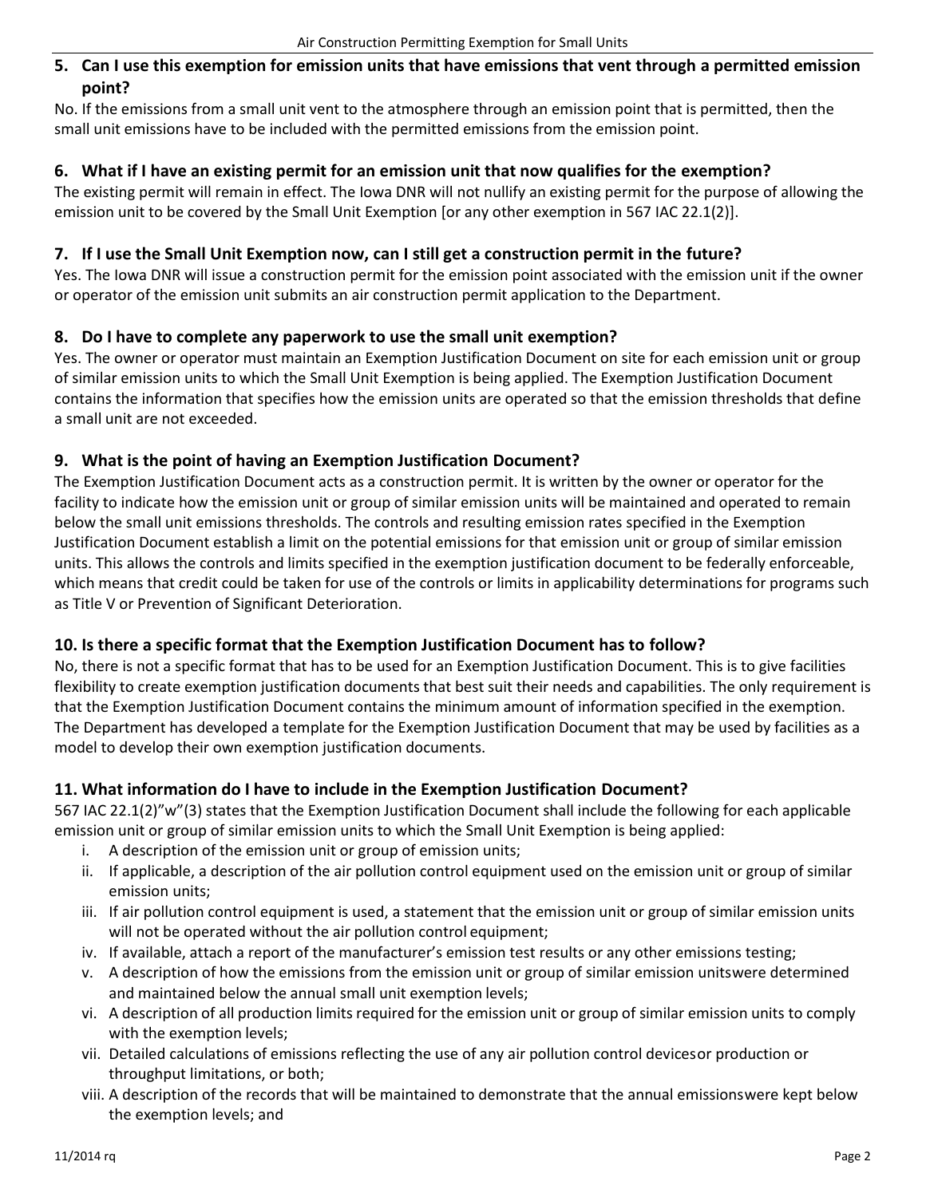### 5. Can I use this exemption for emission units that have emissions that vent through a permitted emission point?

No. If the emissions from a small unit vent to the atmosphere through an emission point that is permitted, then the small unit emissions have to be included with the permitted emissions from the emission point.

### 6. What if I have an existing permit for an emission unit that now qualifies for the exemption?

The existing permit will remain in effect. The Iowa DNR will not nullify an existing permit for the purpose of allowing the emission unit to be covered by the Small Unit Exemption [or any other exemption in 567 IAC 22.1(2)].

### 7. If I use the Small Unit Exemption now, can I still get a construction permit in the future?

Yes. The Iowa DNR will issue a construction permit for the emission point associated with the emission unit if the owner or operator of the emission unit submits an air construction permit application to the Department.

### 8. Do I have to complete any paperwork to use the small unit exemption?

Yes. The owner or operator must maintain an Exemption Justification Document on site for each emission unit or group of similar emission units to which the Small Unit Exemption is being applied. The Exemption Justification Document contains the information that specifies how the emission units are operated so that the emission thresholds that define a small unit are not exceeded.

### 9. What is the point of having an Exemption Justification Document?

The Exemption Justification Document acts as a construction permit. It is written by the owner or operator for the facility to indicate how the emission unit or group of similar emission units will be maintained and operated to remain below the small unit emissions thresholds. The controls and resulting emission rates specified in the Exemption Justification Document establish a limit on the potential emissions for that emission unit or group of similar emission units. This allows the controls and limits specified in the exemption justification document to be federally enforceable, which means that credit could be taken for use of the controls or limits in applicability determinations for programs such as Title V or Prevention of Significant Deterioration.

### 10. Is there a specific format that the Exemption Justification Document has to follow?

No, there is not a specific format that has to be used for an Exemption Justification Document. This is to give facilities flexibility to create exemption justification documents that best suit their needs and capabilities. The only requirement is that the Exemption Justification Document contains the minimum amount of information specified in the exemption. The Department has developed a template for the Exemption Justification Document that may be used by facilities as a model to develop their own exemption justification documents.

### 11. What information do I have to include in the Exemption Justification Document?

567 IAC 22.1(2)"w"(3) states that the Exemption Justification Document shall include the following for each applicable emission unit or group of similar emission units to which the Small Unit Exemption is being applied:

i. A description of the emission unit or group of emission units;
ii. If applicable, a description of the air pollution control equipment used on the emission unit or group of similar emission units;
iii. If air pollution control equipment is used, a statement that the emission unit or group of similar emission units will not be operated without the air pollution control equipment;
iv. If available, attach a report of the manufacturer's emission test results or any other emissions testing;
v. A description of how the emissions from the emission unit or group of similar emission unitswere determined and maintained below the annual small unit exemption levels;
vi. A description of all production limits required for the emission unit or group of similar emission units to comply with the exemption levels;
vii. Detailed calculations of emissions reflecting the use of any air pollution control devicesor production or throughput limitations, or both;
viii. A description of the records that will be maintained to demonstrate that the annual emissionswere kept below the exemption levels; and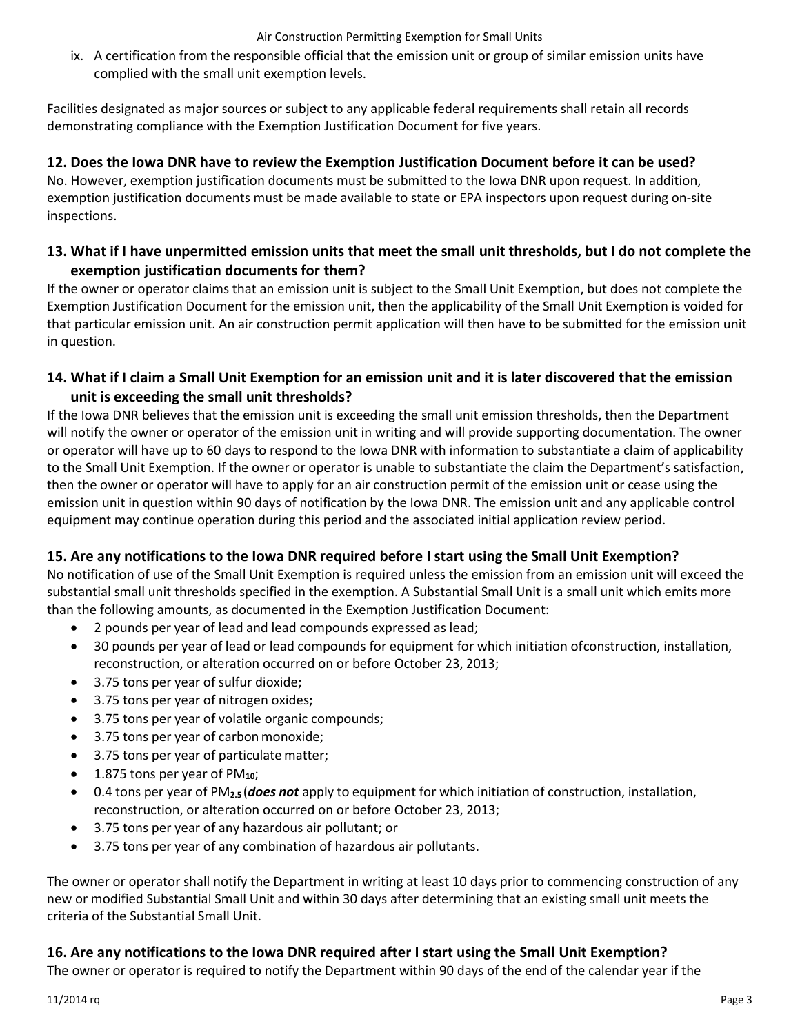ix. A certification from the responsible official that the emission unit or group of similar emission units have complied with the small unit exemption levels.

Facilities designated as major sources or subject to any applicable federal requirements shall retain all records demonstrating compliance with the Exemption Justification Document for five years.

### 12. Does the Iowa DNR have to review the Exemption Justification Document before it can be used?

No. However, exemption justification documents must be submitted to the Iowa DNR upon request. In addition, exemption justification documents must be made available to state or EPA inspectors upon request during on-site inspections.

### 13. What if I have unpermitted emission units that meet the small unit thresholds, but I do not complete the exemption justification documents for them?

If the owner or operator claims that an emission unit is subject to the Small Unit Exemption, but does not complete the Exemption Justification Document for the emission unit, then the applicability of the Small Unit Exemption is voided for that particular emission unit. An air construction permit application will then have to be submitted for the emission unit in question.

### 14. What if I claim a Small Unit Exemption for an emission unit and it is later discovered that the emission unit is exceeding the small unit thresholds?

If the Iowa DNR believes that the emission unit is exceeding the small unit emission thresholds, then the Department will notify the owner or operator of the emission unit in writing and will provide supporting documentation. The owner or operator will have up to 60 days to respond to the Iowa DNR with information to substantiate a claim of applicability to the Small Unit Exemption. If the owner or operator is unable to substantiate the claim the Department's satisfaction, then the owner or operator will have to apply for an air construction permit of the emission unit or cease using the emission unit in question within 90 days of notification by the Iowa DNR. The emission unit and any applicable control equipment may continue operation during this period and the associated initial application review period.

### 15. Are any notifications to the Iowa DNR required before I start using the Small Unit Exemption?

No notification of use of the Small Unit Exemption is required unless the emission from an emission unit will exceed the substantial small unit thresholds specified in the exemption. A Substantial Small Unit is a small unit which emits more than the following amounts, as documented in the Exemption Justification Document:

- 2 pounds per year of lead and lead compounds expressed as lead;
- 30 pounds per year of lead or lead compounds for equipment for which initiation ofconstruction, installation, reconstruction, or alteration occurred on or before October 23, 2013;
- 3.75 tons per year of sulfur dioxide;
- 3.75 tons per year of nitrogen oxides;
- 3.75 tons per year of volatile organic compounds;
- 3.75 tons per year of carbon monoxide;
- 3.75 tons per year of particulate matter;
- 1.875 tons per year of $PM_{10}$;
- 0.4 tons per year of $PM_{2.5}$ (***does not*** apply to equipment for which initiation of construction, installation, reconstruction, or alteration occurred on or before October 23, 2013;
- 3.75 tons per year of any hazardous air pollutant; or
- 3.75 tons per year of any combination of hazardous air pollutants.

The owner or operator shall notify the Department in writing at least 10 days prior to commencing construction of any new or modified Substantial Small Unit and within 30 days after determining that an existing small unit meets the criteria of the Substantial Small Unit.

### 16. Are any notifications to the Iowa DNR required after I start using the Small Unit Exemption?

The owner or operator is required to notify the Department within 90 days of the end of the calendar year if the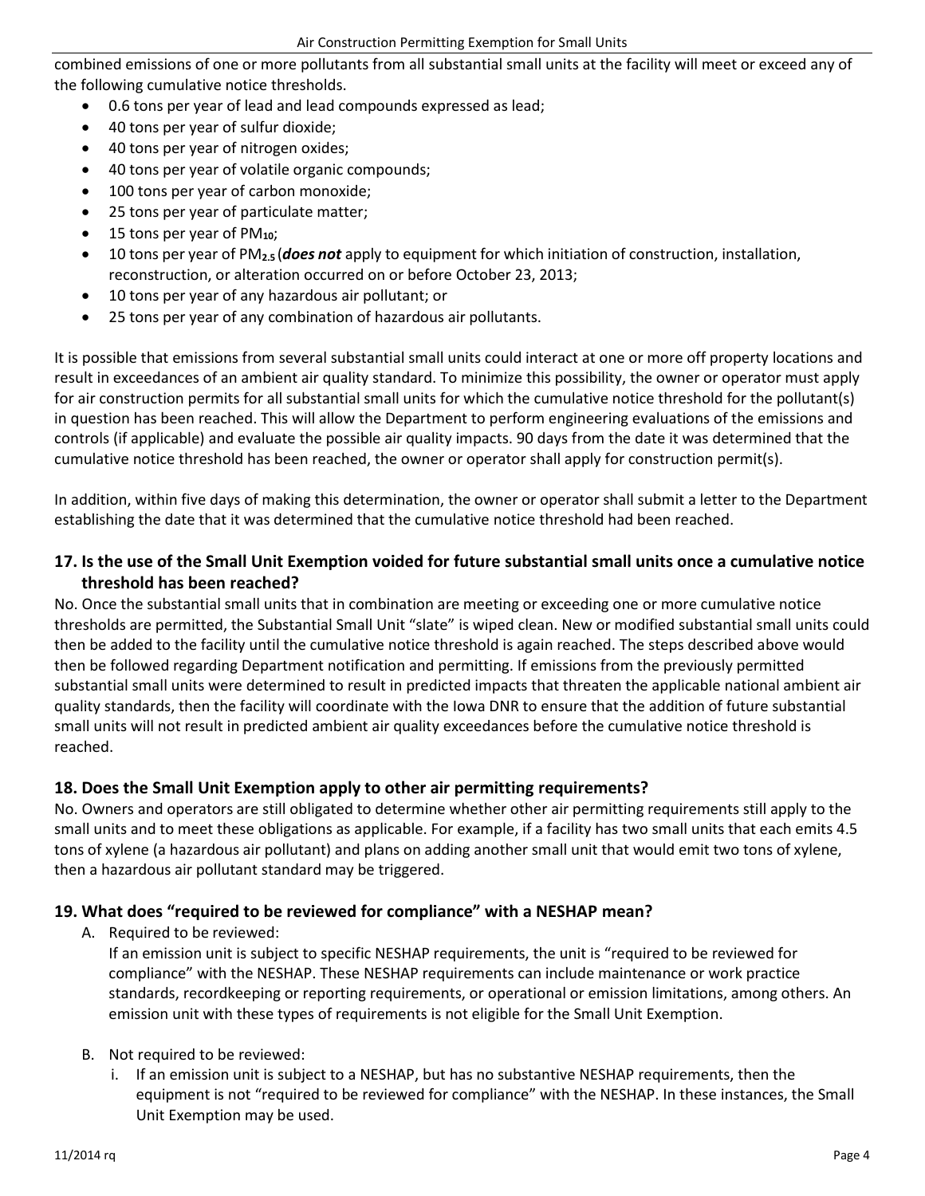combined emissions of one or more pollutants from all substantial small units at the facility will meet or exceed any of the following cumulative notice thresholds.

- 0.6 tons per year of lead and lead compounds expressed as lead;
- 40 tons per year of sulfur dioxide;
- 40 tons per year of nitrogen oxides;
- 40 tons per year of volatile organic compounds;
- 100 tons per year of carbon monoxide;
- 25 tons per year of particulate matter;
- 15 tons per year of $PM_{10}$;
- 10 tons per year of $PM_{2.5}$ (***does not*** apply to equipment for which initiation of construction, installation, reconstruction, or alteration occurred on or before October 23, 2013;
- 10 tons per year of any hazardous air pollutant; or
- 25 tons per year of any combination of hazardous air pollutants.

It is possible that emissions from several substantial small units could interact at one or more off property locations and result in exceedances of an ambient air quality standard. To minimize this possibility, the owner or operator must apply for air construction permits for all substantial small units for which the cumulative notice threshold for the pollutant(s) in question has been reached. This will allow the Department to perform engineering evaluations of the emissions and controls (if applicable) and evaluate the possible air quality impacts. 90 days from the date it was determined that the cumulative notice threshold has been reached, the owner or operator shall apply for construction permit(s).

In addition, within five days of making this determination, the owner or operator shall submit a letter to the Department establishing the date that it was determined that the cumulative notice threshold had been reached.

### 17. Is the use of the Small Unit Exemption voided for future substantial small units once a cumulative notice threshold has been reached?

No. Once the substantial small units that in combination are meeting or exceeding one or more cumulative notice thresholds are permitted, the Substantial Small Unit "slate" is wiped clean. New or modified substantial small units could then be added to the facility until the cumulative notice threshold is again reached. The steps described above would then be followed regarding Department notification and permitting. If emissions from the previously permitted substantial small units were determined to result in predicted impacts that threaten the applicable national ambient air quality standards, then the facility will coordinate with the Iowa DNR to ensure that the addition of future substantial small units will not result in predicted ambient air quality exceedances before the cumulative notice threshold is reached.

### 18. Does the Small Unit Exemption apply to other air permitting requirements?

No. Owners and operators are still obligated to determine whether other air permitting requirements still apply to the small units and to meet these obligations as applicable. For example, if a facility has two small units that each emits 4.5 tons of xylene (a hazardous air pollutant) and plans on adding another small unit that would emit two tons of xylene, then a hazardous air pollutant standard may be triggered.

### 19. What does "required to be reviewed for compliance" with a NESHAP mean?

A. Required to be reviewed:

If an emission unit is subject to specific NESHAP requirements, the unit is "required to be reviewed for compliance" with the NESHAP. These NESHAP requirements can include maintenance or work practice standards, recordkeeping or reporting requirements, or operational or emission limitations, among others. An emission unit with these types of requirements is not eligible for the Small Unit Exemption.

B. Not required to be reviewed:

i. If an emission unit is subject to a NESHAP, but has no substantive NESHAP requirements, then the equipment is not "required to be reviewed for compliance" with the NESHAP. In these instances, the Small Unit Exemption may be used.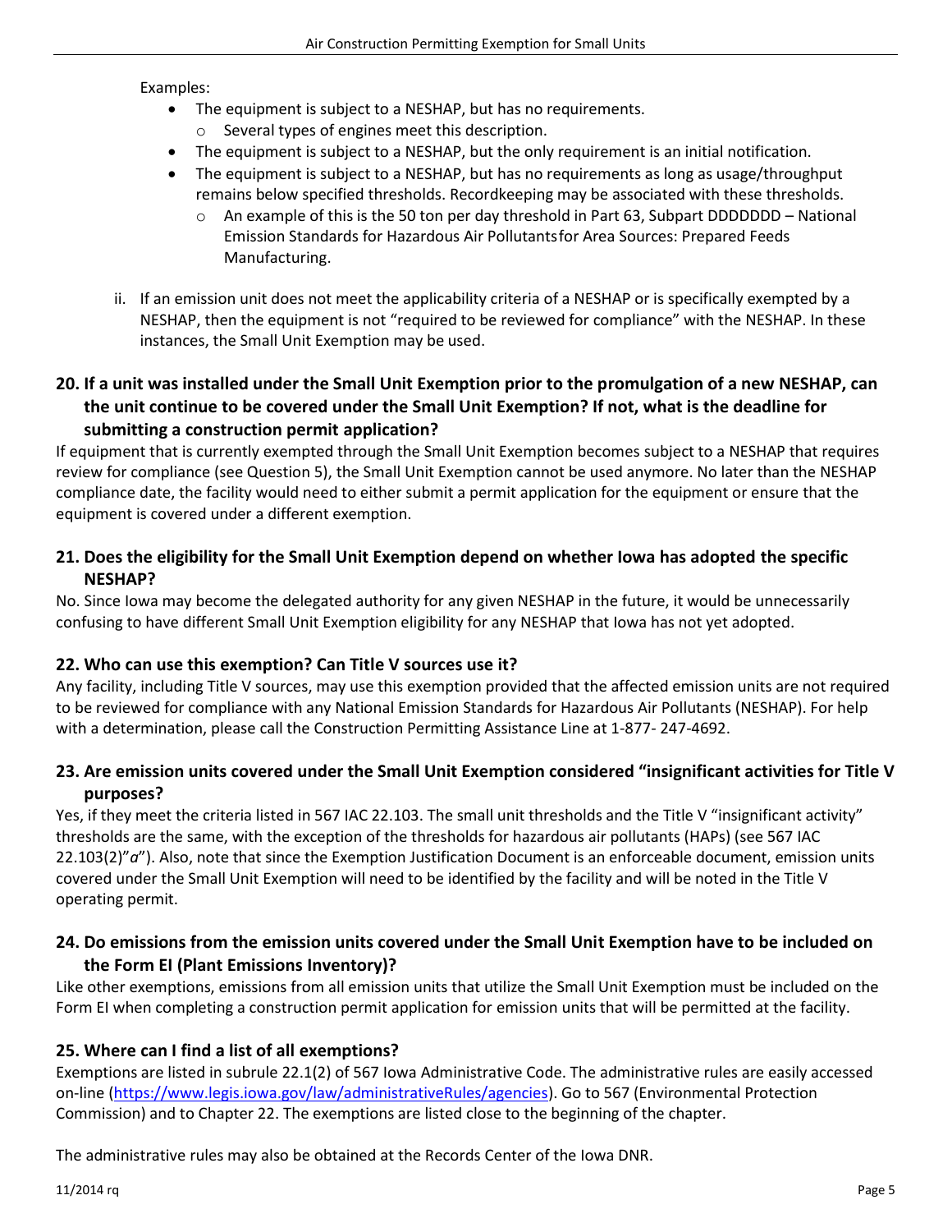Examples:

- The equipment is subject to a NESHAP, but has no requirements.
  - Several types of engines meet this description.
- The equipment is subject to a NESHAP, but the only requirement is an initial notification.
- The equipment is subject to a NESHAP, but has no requirements as long as usage/throughput remains below specified thresholds. Recordkeeping may be associated with these thresholds.
  - An example of this is the 50 ton per day threshold in Part 63, Subpart DDDDDDD – National Emission Standards for Hazardous Air Pollutantsfor Area Sources: Prepared Feeds Manufacturing.

ii. If an emission unit does not meet the applicability criteria of a NESHAP or is specifically exempted by a NESHAP, then the equipment is not "required to be reviewed for compliance" with the NESHAP. In these instances, the Small Unit Exemption may be used.

### 20. If a unit was installed under the Small Unit Exemption prior to the promulgation of a new NESHAP, can the unit continue to be covered under the Small Unit Exemption? If not, what is the deadline for submitting a construction permit application?

If equipment that is currently exempted through the Small Unit Exemption becomes subject to a NESHAP that requires review for compliance (see Question 5), the Small Unit Exemption cannot be used anymore. No later than the NESHAP compliance date, the facility would need to either submit a permit application for the equipment or ensure that the equipment is covered under a different exemption.

### 21. Does the eligibility for the Small Unit Exemption depend on whether Iowa has adopted the specific NESHAP?

No. Since Iowa may become the delegated authority for any given NESHAP in the future, it would be unnecessarily confusing to have different Small Unit Exemption eligibility for any NESHAP that Iowa has not yet adopted.

### 22. Who can use this exemption? Can Title V sources use it?

Any facility, including Title V sources, may use this exemption provided that the affected emission units are not required to be reviewed for compliance with any National Emission Standards for Hazardous Air Pollutants (NESHAP). For help with a determination, please call the Construction Permitting Assistance Line at 1-877- 247-4692.

### 23. Are emission units covered under the Small Unit Exemption considered "insignificant activities for Title V purposes?

Yes, if they meet the criteria listed in 567 IAC 22.103. The small unit thresholds and the Title V "insignificant activity" thresholds are the same, with the exception of the thresholds for hazardous air pollutants (HAPs) (see 567 IAC 22.103(2)"*a*"). Also, note that since the Exemption Justification Document is an enforceable document, emission units covered under the Small Unit Exemption will need to be identified by the facility and will be noted in the Title V operating permit.

### 24. Do emissions from the emission units covered under the Small Unit Exemption have to be included on the Form EI (Plant Emissions Inventory)?

Like other exemptions, emissions from all emission units that utilize the Small Unit Exemption must be included on the Form EI when completing a construction permit application for emission units that will be permitted at the facility.

### 25. Where can I find a list of all exemptions?

Exemptions are listed in subrule 22.1(2) of 567 Iowa Administrative Code. The administrative rules are easily accessed on-line ([https://www.legis.iowa.gov/law/administrativeRules/agencies](https://www.legis.iowa.gov/law/administrativeRules/agencies)). Go to 567 (Environmental Protection Commission) and to Chapter 22. The exemptions are listed close to the beginning of the chapter.

The administrative rules may also be obtained at the Records Center of the Iowa DNR.